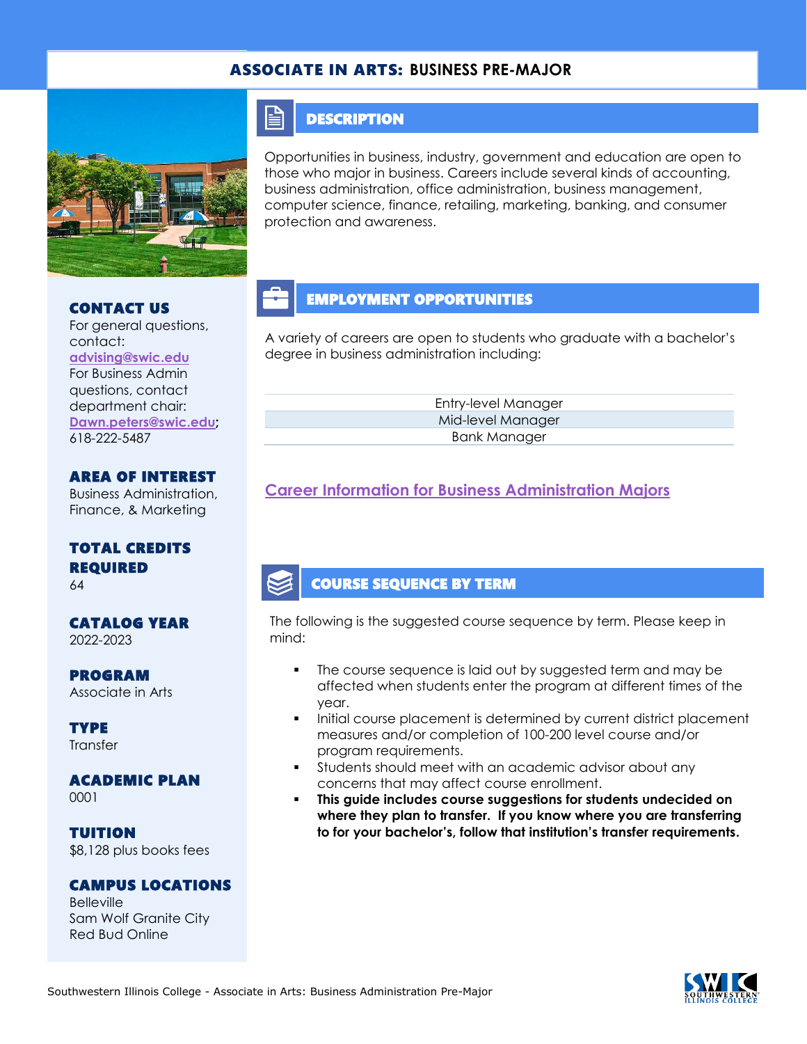# ASSOCIATE IN ARTS: BUSINESS PRE-MAJOR

## CONTACT US

For general questions, contact: advising@swic.edu

For Business Admin questions, contact department chair: Dawn.peters@swic.edu; 618-222-5487

## AREA OF INTEREST

Business Administration, Finance, & Marketing

## TOTAL CREDITS REQUIRED

64

## CATALOG YEAR

2022-2023

## PROGRAM

Associate in Arts

## TYPE

Transfer

## ACADEMIC PLAN

0001

## TUITION

$8,128 plus books fees

## CAMPUS LOCATIONS

Belleville
Sam Wolf Granite City
Red Bud Online

## DESCRIPTION

Opportunities in business, industry, government and education are open to those who major in business. Careers include several kinds of accounting, business administration, office administration, business management, computer science, finance, retailing, marketing, banking, and consumer protection and awareness.

## EMPLOYMENT OPPORTUNITIES

A variety of careers are open to students who graduate with a bachelor's degree in business administration including:

| |
|---|
| Entry-level Manager |
| Mid-level Manager |
| Bank Manager |

Career Information for Business Administration Majors

## COURSE SEQUENCE BY TERM

The following is the suggested course sequence by term. Please keep in mind:

- The course sequence is laid out by suggested term and may be affected when students enter the program at different times of the year.
- Initial course placement is determined by current district placement measures and/or completion of 100-200 level course and/or program requirements.
- Students should meet with an academic advisor about any concerns that may affect course enrollment.
- **This guide includes course suggestions for students undecided on where they plan to transfer. If you know where you are transferring to for your bachelor's, follow that institution's transfer requirements.**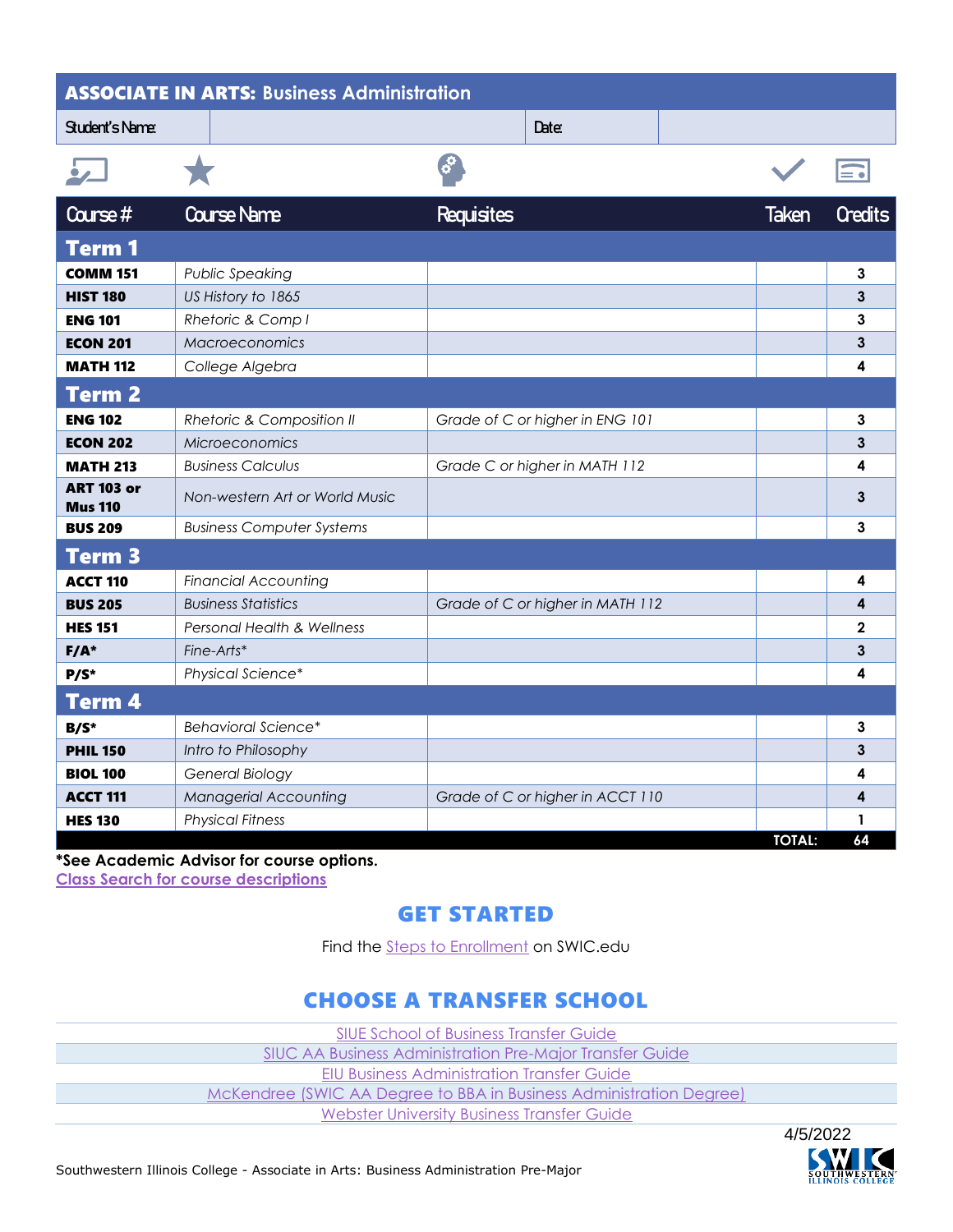## ASSOCIATE IN ARTS: Business Administration

| Student's Name: | | Date: | |
|---|---|---|---|

| Course # | Course Name | Requisites | Taken | Credits |
|---|---|---|---|---|
| **Term 1** | | | | |
| **COMM 151** | *Public Speaking* | | | 3 |
| **HIST 180** | *US History to 1865* | | | 3 |
| **ENG 101** | *Rhetoric & Comp I* | | | 3 |
| **ECON 201** | *Macroeconomics* | | | 3 |
| **MATH 112** | *College Algebra* | | | 4 |
| **Term 2** | | | | |
| **ENG 102** | *Rhetoric & Composition II* | *Grade of C or higher in ENG 101* | | 3 |
| **ECON 202** | *Microeconomics* | | | 3 |
| **MATH 213** | *Business Calculus* | *Grade C or higher in MATH 112* | | 4 |
| **ART 103 or Mus 110** | *Non-western Art or World Music* | | | 3 |
| **BUS 209** | *Business Computer Systems* | | | 3 |
| **Term 3** | | | | |
| **ACCT 110** | *Financial Accounting* | | | 4 |
| **BUS 205** | *Business Statistics* | *Grade of C or higher in MATH 112* | | 4 |
| **HES 151** | *Personal Health & Wellness* | | | 2 |
| **F/A*** | *Fine-Arts** | | | 3 |
| **P/S*** | *Physical Science** | | | 4 |
| **Term 4** | | | | |
| **B/S*** | *Behavioral Science** | | | 3 |
| **PHIL 150** | *Intro to Philosophy* | | | 3 |
| **BIOL 100** | *General Biology* | | | 4 |
| **ACCT 111** | *Managerial Accounting* | *Grade of C or higher in ACCT 110* | | 4 |
| **HES 130** | *Physical Fitness* | | | 1 |
| | | | **TOTAL:** | **64** |

**\*See Academic Advisor for course options.**

[Class Search for course descriptions]

## GET STARTED

Find the [Steps to Enrollment] on SWIC.edu

## CHOOSE A TRANSFER SCHOOL

[SIUE School of Business Transfer Guide]

[SIUC AA Business Administration Pre-Major Transfer Guide]

[EIU Business Administration Transfer Guide]

[McKendree (SWIC AA Degree to BBA in Business Administration Degree)]

[Webster University Business Transfer Guide]

4/5/2022

Southwestern Illinois College - Associate in Arts: Business Administration Pre-Major